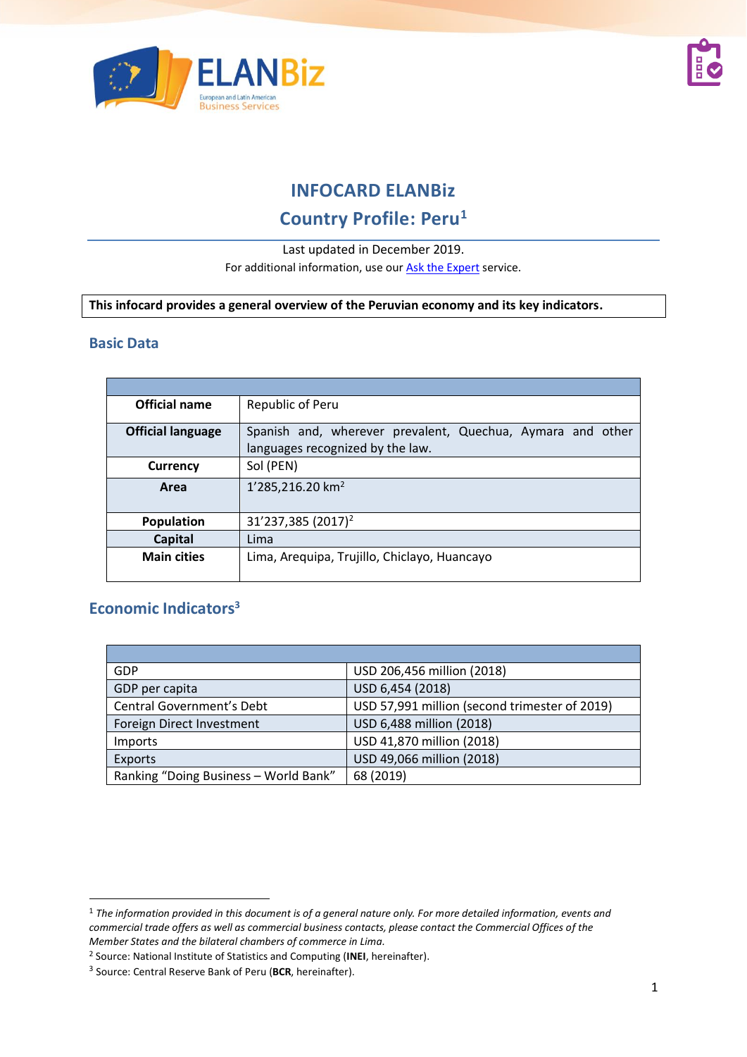# INFOCARD ELANBiz

## Country Profile: Peru[1]

Last updated in December 2019.

For additional information, use our [Ask the Expert](#) service.

**This infocard provides a general overview of the Peruvian economy and its key indicators.**

### Basic Data

| | |
|---|---|
| **Official name** | Republic of Peru |
| **Official language** | Spanish and, wherever prevalent, Quechua, Aymara and other languages recognized by the law. |
| **Currency** | Sol (PEN) |
| **Area** | 1'285,216.20 km$^2$ |
| **Population** | 31'237,385 (2017)[2] |
| **Capital** | Lima |
| **Main cities** | Lima, Arequipa, Trujillo, Chiclayo, Huancayo |

### Economic Indicators[3]

| | |
|---|---|
| GDP | USD 206,456 million (2018) |
| GDP per capita | USD 6,454 (2018) |
| Central Government's Debt | USD 57,991 million (second trimester of 2019) |
| Foreign Direct Investment | USD 6,488 million (2018) |
| Imports | USD 41,870 million (2018) |
| Exports | USD 49,066 million (2018) |
| Ranking "Doing Business – World Bank" | 68 (2019) |

---

[1] *The information provided in this document is of a general nature only. For more detailed information, events and commercial trade offers as well as commercial business contacts, please contact the Commercial Offices of the Member States and the bilateral chambers of commerce in Lima.*

[2] Source: National Institute of Statistics and Computing (**INEI**, hereinafter).

[3] Source: Central Reserve Bank of Peru (**BCR**, hereinafter).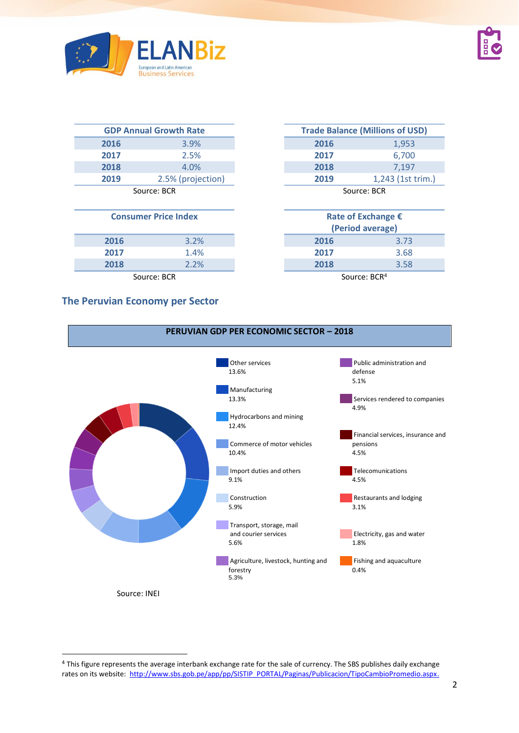| GDP Annual Growth Rate | |
|---|---|
| **2016** | 3.9% |
| **2017** | 2.5% |
| **2018** | 4.0% |
| **2019** | 2.5% (projection) |

Source: BCR

| Trade Balance (Millions of USD) | |
|---|---|
| **2016** | 1,953 |
| **2017** | 6,700 |
| **2018** | 7,197 |
| **2019** | 1,243 (1st trim.) |

Source: BCR

| Consumer Price Index | |
|---|---|
| **2016** | 3.2% |
| **2017** | 1.4% |
| **2018** | 2.2% |

Source: BCR

| Rate of Exchange € (Period average) | |
|---|---|
| **2016** | 3.73 |
| **2017** | 3.68 |
| **2018** | 3.58 |

Source: BCR[4]

## The Peruvian Economy per Sector

**PERUVIAN GDP PER ECONOMIC SECTOR – 2018**

| Sector | Share |
|---|---|
| Other services | 13.6% |
| Manufacturing | 13.3% |
| Hydrocarbons and mining | 12.4% |
| Commerce of motor vehicles | 10.4% |
| Import duties and others | 9.1% |
| Construction | 5.9% |
| Transport, storage, mail and courier services | 5.6% |
| Agriculture, livestock, hunting and forestry | 5.3% |
| Public administration and defense | 5.1% |
| Services rendered to companies | 4.9% |
| Financial services, insurance and pensions | 4.5% |
| Telecomunications | 4.5% |
| Restaurants and lodging | 3.1% |
| Electricity, gas and water | 1.8% |
| Fishing and aquaculture | 0.4% |

Source: INEI

[4] This figure represents the average interbank exchange rate for the sale of currency. The SBS publishes daily exchange rates on its website: http://www.sbs.gob.pe/app/pp/SISTIP_PORTAL/Paginas/Publicacion/TipoCambioPromedio.aspx.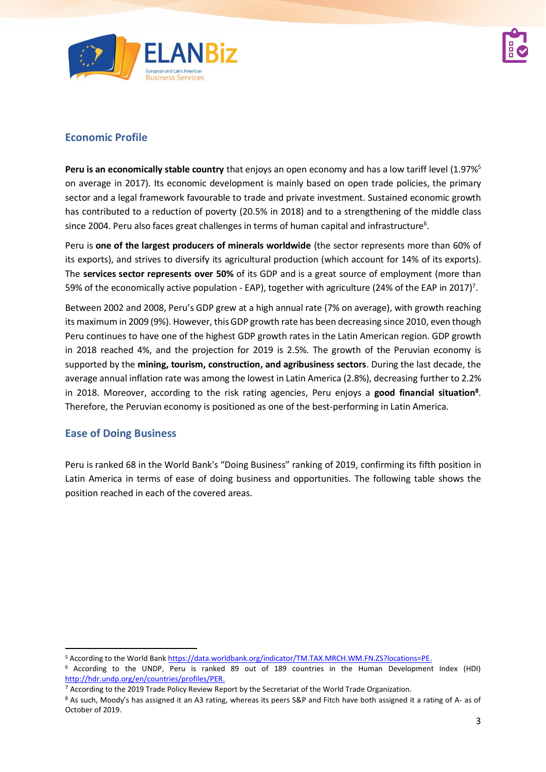## Economic Profile

**Peru is an economically stable country** that enjoys an open economy and has a low tariff level (1.97%[5] on average in 2017). Its economic development is mainly based on open trade policies, the primary sector and a legal framework favourable to trade and private investment. Sustained economic growth has contributed to a reduction of poverty (20.5% in 2018) and to a strengthening of the middle class since 2004. Peru also faces great challenges in terms of human capital and infrastructure[6].

Peru is **one of the largest producers of minerals worldwide** (the sector represents more than 60% of its exports), and strives to diversify its agricultural production (which account for 14% of its exports). The **services sector represents over 50%** of its GDP and is a great source of employment (more than 59% of the economically active population - EAP), together with agriculture (24% of the EAP in 2017)[7].

Between 2002 and 2008, Peru's GDP grew at a high annual rate (7% on average), with growth reaching its maximum in 2009 (9%). However, this GDP growth rate has been decreasing since 2010, even though Peru continues to have one of the highest GDP growth rates in the Latin American region. GDP growth in 2018 reached 4%, and the projection for 2019 is 2.5%. The growth of the Peruvian economy is supported by the **mining, tourism, construction, and agribusiness sectors**. During the last decade, the average annual inflation rate was among the lowest in Latin America (2.8%), decreasing further to 2.2% in 2018. Moreover, according to the risk rating agencies, Peru enjoys a **good financial situation**[8]. Therefore, the Peruvian economy is positioned as one of the best-performing in Latin America.

## Ease of Doing Business

Peru is ranked 68 in the World Bank's "Doing Business" ranking of 2019, confirming its fifth position in Latin America in terms of ease of doing business and opportunities. The following table shows the position reached in each of the covered areas.

---

[5] According to the World Bank https://data.worldbank.org/indicator/TM.TAX.MRCH.WM.FN.ZS?locations=PE.

[6] According to the UNDP, Peru is ranked 89 out of 189 countries in the Human Development Index (HDI) http://hdr.undp.org/en/countries/profiles/PER.

[7] According to the 2019 Trade Policy Review Report by the Secretariat of the World Trade Organization.

[8] As such, Moody's has assigned it an A3 rating, whereas its peers S&P and Fitch have both assigned it a rating of A- as of October of 2019.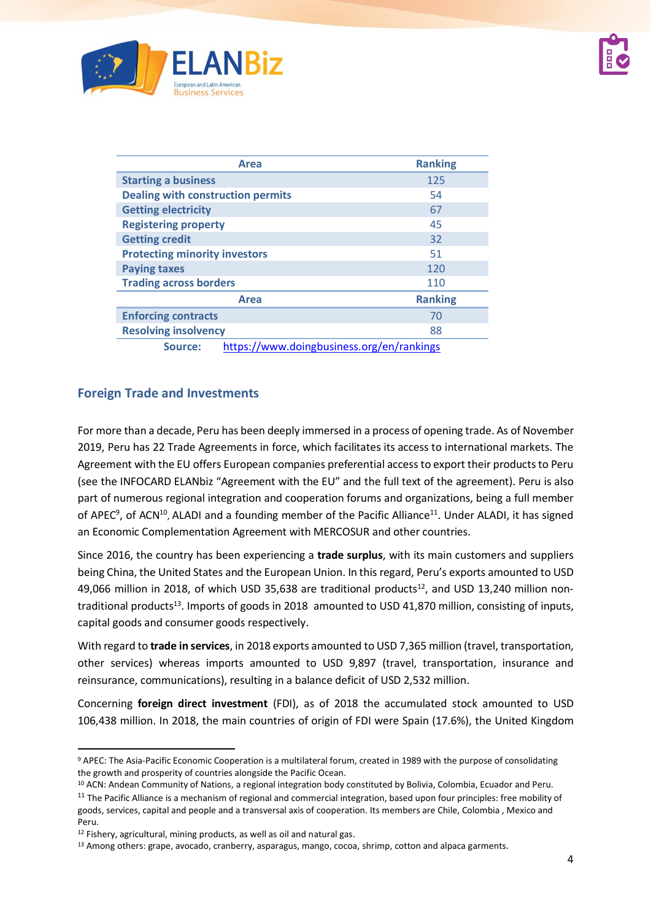| Area | Ranking |
| --- | --- |
| **Starting a business** | 125 |
| **Dealing with construction permits** | 54 |
| **Getting electricity** | 67 |
| **Registering property** | 45 |
| **Getting credit** | 32 |
| **Protecting minority investors** | 51 |
| **Paying taxes** | 120 |
| **Trading across borders** | 110 |
| **Area** | **Ranking** |
| **Enforcing contracts** | 70 |
| **Resolving insolvency** | 88 |
| **Source:** | https://www.doingbusiness.org/en/rankings |

## Foreign Trade and Investments

For more than a decade, Peru has been deeply immersed in a process of opening trade. As of November 2019, Peru has 22 Trade Agreements in force, which facilitates its access to international markets. The Agreement with the EU offers European companies preferential access to export their products to Peru (see the INFOCARD ELANbiz "Agreement with the EU" and the full text of the agreement). Peru is also part of numerous regional integration and cooperation forums and organizations, being a full member of APEC[9], of ACN[10], ALADI and a founding member of the Pacific Alliance[11]. Under ALADI, it has signed an Economic Complementation Agreement with MERCOSUR and other countries.

Since 2016, the country has been experiencing a **trade surplus**, with its main customers and suppliers being China, the United States and the European Union. In this regard, Peru's exports amounted to USD 49,066 million in 2018, of which USD 35,638 are traditional products[12], and USD 13,240 million non-traditional products[13]. Imports of goods in 2018 amounted to USD 41,870 million, consisting of inputs, capital goods and consumer goods respectively.

With regard to **trade in services**, in 2018 exports amounted to USD 7,365 million (travel, transportation, other services) whereas imports amounted to USD 9,897 (travel, transportation, insurance and reinsurance, communications), resulting in a balance deficit of USD 2,532 million.

Concerning **foreign direct investment** (FDI), as of 2018 the accumulated stock amounted to USD 106,438 million. In 2018, the main countries of origin of FDI were Spain (17.6%), the United Kingdom

---

[9] APEC: The Asia-Pacific Economic Cooperation is a multilateral forum, created in 1989 with the purpose of consolidating the growth and prosperity of countries alongside the Pacific Ocean.

[10] ACN: Andean Community of Nations, a regional integration body constituted by Bolivia, Colombia, Ecuador and Peru.

[11] The Pacific Alliance is a mechanism of regional and commercial integration, based upon four principles: free mobility of goods, services, capital and people and a transversal axis of cooperation. Its members are Chile, Colombia , Mexico and Peru.

[12] Fishery, agricultural, mining products, as well as oil and natural gas.

[13] Among others: grape, avocado, cranberry, asparagus, mango, cocoa, shrimp, cotton and alpaca garments.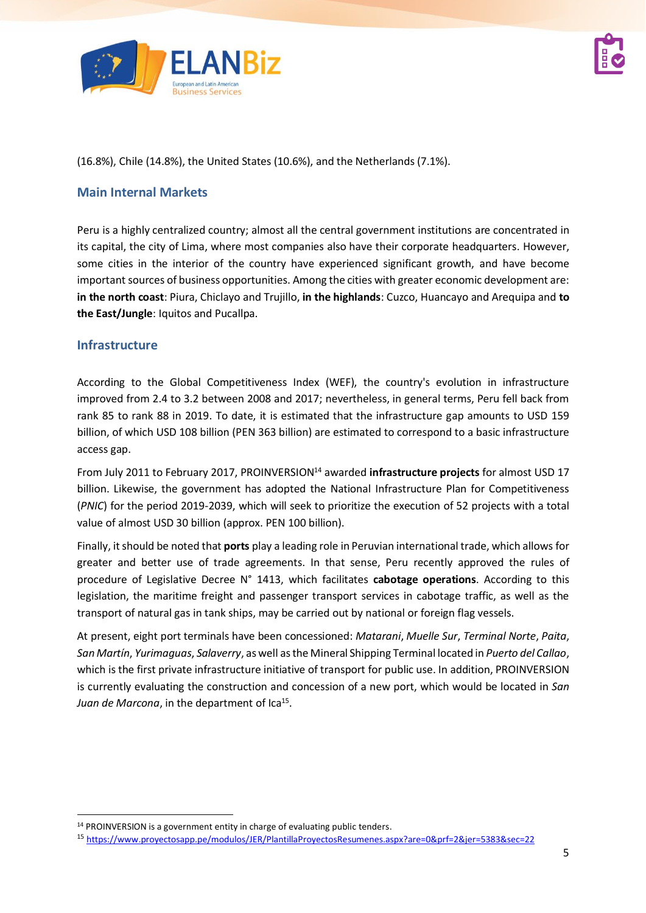(16.8%), Chile (14.8%), the United States (10.6%), and the Netherlands (7.1%).

## Main Internal Markets

Peru is a highly centralized country; almost all the central government institutions are concentrated in its capital, the city of Lima, where most companies also have their corporate headquarters. However, some cities in the interior of the country have experienced significant growth, and have become important sources of business opportunities. Among the cities with greater economic development are: **in the north coast**: Piura, Chiclayo and Trujillo, **in the highlands**: Cuzco, Huancayo and Arequipa and **to the East/Jungle**: Iquitos and Pucallpa.

## Infrastructure

According to the Global Competitiveness Index (WEF), the country's evolution in infrastructure improved from 2.4 to 3.2 between 2008 and 2017; nevertheless, in general terms, Peru fell back from rank 85 to rank 88 in 2019. To date, it is estimated that the infrastructure gap amounts to USD 159 billion, of which USD 108 billion (PEN 363 billion) are estimated to correspond to a basic infrastructure access gap.

From July 2011 to February 2017, PROINVERSION[14] awarded **infrastructure projects** for almost USD 17 billion. Likewise, the government has adopted the National Infrastructure Plan for Competitiveness (*PNIC*) for the period 2019-2039, which will seek to prioritize the execution of 52 projects with a total value of almost USD 30 billion (approx. PEN 100 billion).

Finally, it should be noted that **ports** play a leading role in Peruvian international trade, which allows for greater and better use of trade agreements. In that sense, Peru recently approved the rules of procedure of Legislative Decree N° 1413, which facilitates **cabotage operations**. According to this legislation, the maritime freight and passenger transport services in cabotage traffic, as well as the transport of natural gas in tank ships, may be carried out by national or foreign flag vessels.

At present, eight port terminals have been concessioned: *Matarani*, *Muelle Sur*, *Terminal Norte*, *Paita*, *San Martín*, *Yurimaguas*, *Salaverry*, as well as the Mineral Shipping Terminal located in *Puerto del Callao*, which is the first private infrastructure initiative of transport for public use. In addition, PROINVERSION is currently evaluating the construction and concession of a new port, which would be located in *San Juan de Marcona*, in the department of Ica[15].

---

[14] PROINVERSION is a government entity in charge of evaluating public tenders.

[15] https://www.proyectosapp.pe/modulos/JER/PlantillaProyectosResumenes.aspx?are=0&prf=2&jer=5383&sec=22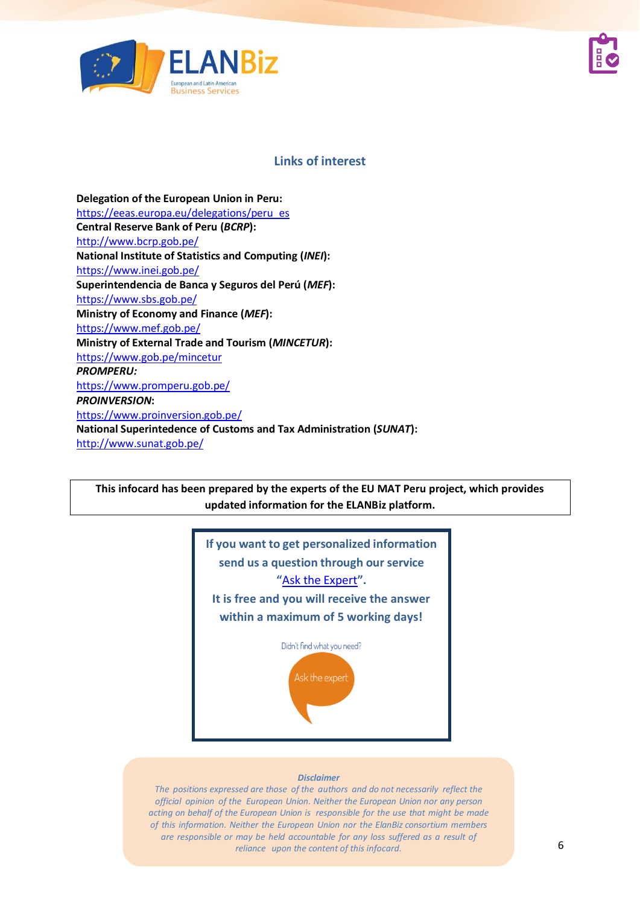## Links of interest

**Delegation of the European Union in Peru:**
https://eeas.europa.eu/delegations/peru_es
**Central Reserve Bank of Peru (*BCRP*):**
http://www.bcrp.gob.pe/
**National Institute of Statistics and Computing (*INEI*):**
https://www.inei.gob.pe/
**Superintendencia de Banca y Seguros del Perú (*MEF*):**
https://www.sbs.gob.pe/
**Ministry of Economy and Finance (*MEF*):**
https://www.mef.gob.pe/
**Ministry of External Trade and Tourism (*MINCETUR*):**
https://www.gob.pe/mincetur
***PROMPERU:***
https://www.promperu.gob.pe/
***PROINVERSION*:**
https://www.proinversion.gob.pe/
**National Superintedence of Customs and Tax Administration (*SUNAT*):**
http://www.sunat.gob.pe/

**This infocard has been prepared by the experts of the EU MAT Peru project, which provides updated information for the ELANBiz platform.**

**If you want to get personalized information send us a question through our service "Ask the Expert".**
**It is free and you will receive the answer within a maximum of 5 working days!**

Didn't find what you need?

Ask the expert

***Disclaimer***

*The positions expressed are those of the authors and do not necessarily reflect the official opinion of the European Union. Neither the European Union nor any person acting on behalf of the European Union is responsible for the use that might be made of this information. Neither the European Union nor the ElanBiz consortium members are responsible or may be held accountable for any loss suffered as a result of reliance upon the content of this infocard.*